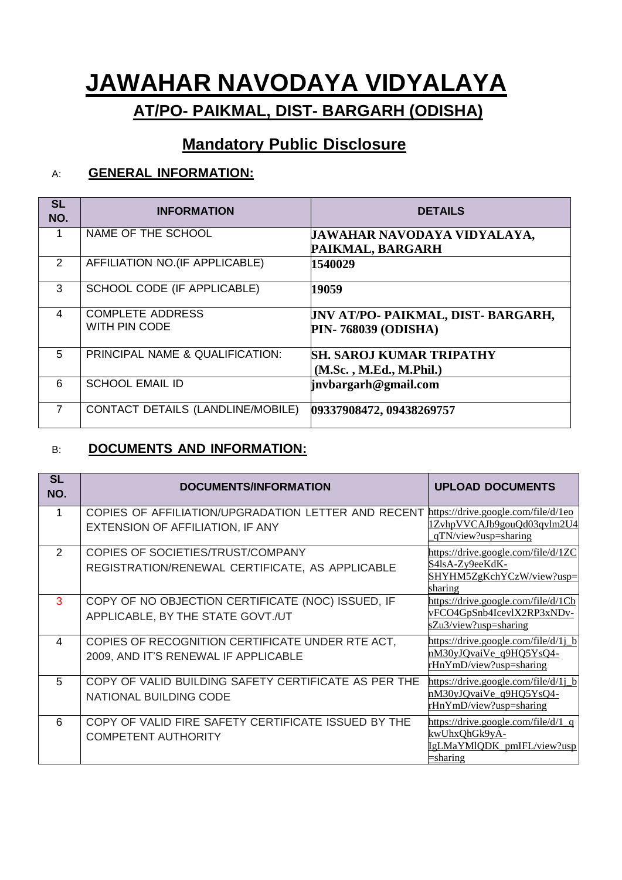# JAWAHAR NAVODAYA VIDYALAYA

## AT/PO- PAIKMAL, DIST- BARGARH (ODISHA)

## Mandatory Public Disclosure

### A: GENERAL INFORMATION:

| SL NO. | INFORMATION | DETAILS |
|---|---|---|
| 1 | NAME OF THE SCHOOL | **JAWAHAR NAVODAYA VIDYALAYA, PAIKMAL, BARGARH** |
| 2 | AFFILIATION NO.(IF APPLICABLE) | **1540029** |
| 3 | SCHOOL CODE (IF APPLICABLE) | **19059** |
| 4 | COMPLETE ADDRESS WITH PIN CODE | **JNV AT/PO- PAIKMAL, DIST- BARGARH, PIN- 768039 (ODISHA)** |
| 5 | PRINCIPAL NAME & QUALIFICATION: | **SH. SAROJ KUMAR TRIPATHY (M.Sc. , M.Ed., M.Phil.)** |
| 6 | SCHOOL EMAIL ID | **jnvbargarh@gmail.com** |
| 7 | CONTACT DETAILS (LANDLINE/MOBILE) | **09337908472, 09438269757** |

### B: DOCUMENTS AND INFORMATION:

| SL NO. | DOCUMENTS/INFORMATION | UPLOAD DOCUMENTS |
|---|---|---|
| 1 | COPIES OF AFFILIATION/UPGRADATION LETTER AND RECENT EXTENSION OF AFFILIATION, IF ANY | https://drive.google.com/file/d/1eo1ZvhpVVCAJb9gouQd03qvlm2U4_qTN/view?usp=sharing |
| 2 | COPIES OF SOCIETIES/TRUST/COMPANY REGISTRATION/RENEWAL CERTIFICATE, AS APPLICABLE | https://drive.google.com/file/d/1ZCS4lsA-Zy9eeKdK-SHYHM5ZgKchYCzW/view?usp=sharing |
| 3 | COPY OF NO OBJECTION CERTIFICATE (NOC) ISSUED, IF APPLICABLE, BY THE STATE GOVT./UT | https://drive.google.com/file/d/1CbvFCO4GpSnb4IcevlX2RP3xNDv-sZu3/view?usp=sharing |
| 4 | COPIES OF RECOGNITION CERTIFICATE UNDER RTE ACT, 2009, AND IT'S RENEWAL IF APPLICABLE | https://drive.google.com/file/d/1j_bnM30yJQvaiVe_q9HQ5YsQ4-rHnYmD/view?usp=sharing |
| 5 | COPY OF VALID BUILDING SAFETY CERTIFICATE AS PER THE NATIONAL BUILDING CODE | https://drive.google.com/file/d/1j_bnM30yJQvaiVe_q9HQ5YsQ4-rHnYmD/view?usp=sharing |
| 6 | COPY OF VALID FIRE SAFETY CERTIFICATE ISSUED BY THE COMPETENT AUTHORITY | https://drive.google.com/file/d/1_qkwUhxQhGk9yA-IgLMaYMlQDK_pmIFL/view?usp=sharing |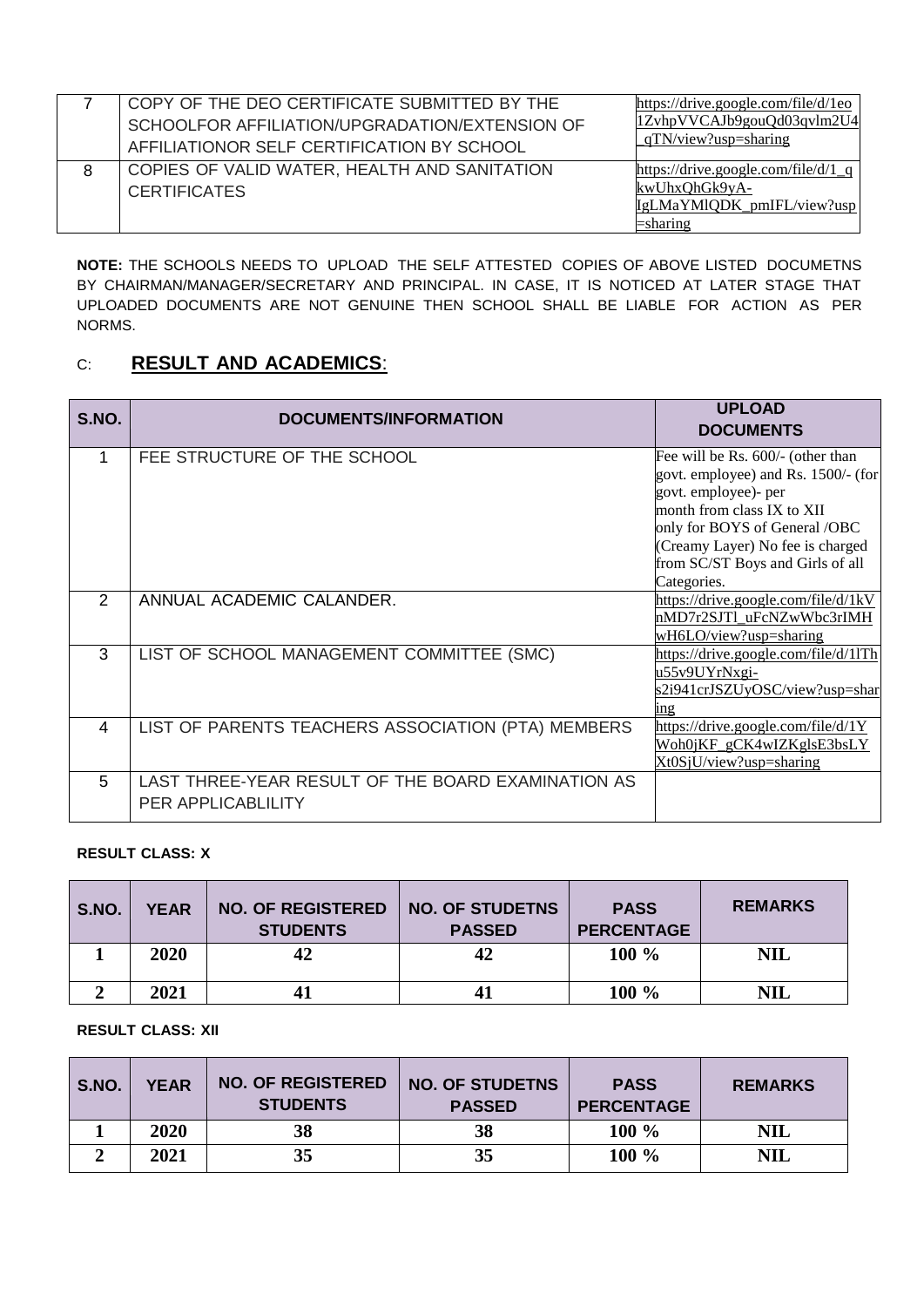| 7 | COPY OF THE DEO CERTIFICATE SUBMITTED BY THE SCHOOLFOR AFFILIATION/UPGRADATION/EXTENSION OF AFFILIATIONOR SELF CERTIFICATION BY SCHOOL | https://drive.google.com/file/d/1eo1ZvhpVVCAJb9gouQd03qvlm2U4_qTN/view?usp=sharing |
|---|---|---|
| 8 | COPIES OF VALID WATER, HEALTH AND SANITATION CERTIFICATES | https://drive.google.com/file/d/1_qkwUhxQhGk9yA-IgLMaYMlQDK_pmIFL/view?usp=sharing |

**NOTE:** THE SCHOOLS NEEDS TO UPLOAD THE SELF ATTESTED COPIES OF ABOVE LISTED DOCUMETNS BY CHAIRMAN/MANAGER/SECRETARY AND PRINCIPAL. IN CASE, IT IS NOTICED AT LATER STAGE THAT UPLOADED DOCUMENTS ARE NOT GENUINE THEN SCHOOL SHALL BE LIABLE FOR ACTION AS PER NORMS.

## C: **RESULT AND ACADEMICS**:

| S.NO. | DOCUMENTS/INFORMATION | UPLOAD DOCUMENTS |
|---|---|---|
| 1 | FEE STRUCTURE OF THE SCHOOL | Fee will be Rs. 600/- (other than govt. employee) and Rs. 1500/- (for govt. employee)- per month from class IX to XII only for BOYS of General /OBC (Creamy Layer) No fee is charged from SC/ST Boys and Girls of all Categories. |
| 2 | ANNUAL ACADEMIC CALANDER. | https://drive.google.com/file/d/1kVnMD7r2SJTl_uFcNZwWbc3rIMHwH6LO/view?usp=sharing |
| 3 | LIST OF SCHOOL MANAGEMENT COMMITTEE (SMC) | https://drive.google.com/file/d/1lThu55v9UYrNxgi-s2i941crJSZUyOSC/view?usp=sharing |
| 4 | LIST OF PARENTS TEACHERS ASSOCIATION (PTA) MEMBERS | https://drive.google.com/file/d/1YWoh0jKF_gCK4wIZKglsE3bsLYXt0SjU/view?usp=sharing |
| 5 | LAST THREE-YEAR RESULT OF THE BOARD EXAMINATION AS PER APPLICABLILITY | |

**RESULT CLASS: X**

| S.NO. | YEAR | NO. OF REGISTERED STUDENTS | NO. OF STUDETNS PASSED | PASS PERCENTAGE | REMARKS |
|---|---|---|---|---|---|
| 1 | 2020 | 42 | 42 | 100 % | NIL |
| 2 | 2021 | 41 | 41 | 100 % | NIL |

**RESULT CLASS: XII**

| S.NO. | YEAR | NO. OF REGISTERED STUDENTS | NO. OF STUDETNS PASSED | PASS PERCENTAGE | REMARKS |
|---|---|---|---|---|---|
| 1 | 2020 | 38 | 38 | 100 % | NIL |
| 2 | 2021 | 35 | 35 | 100 % | NIL |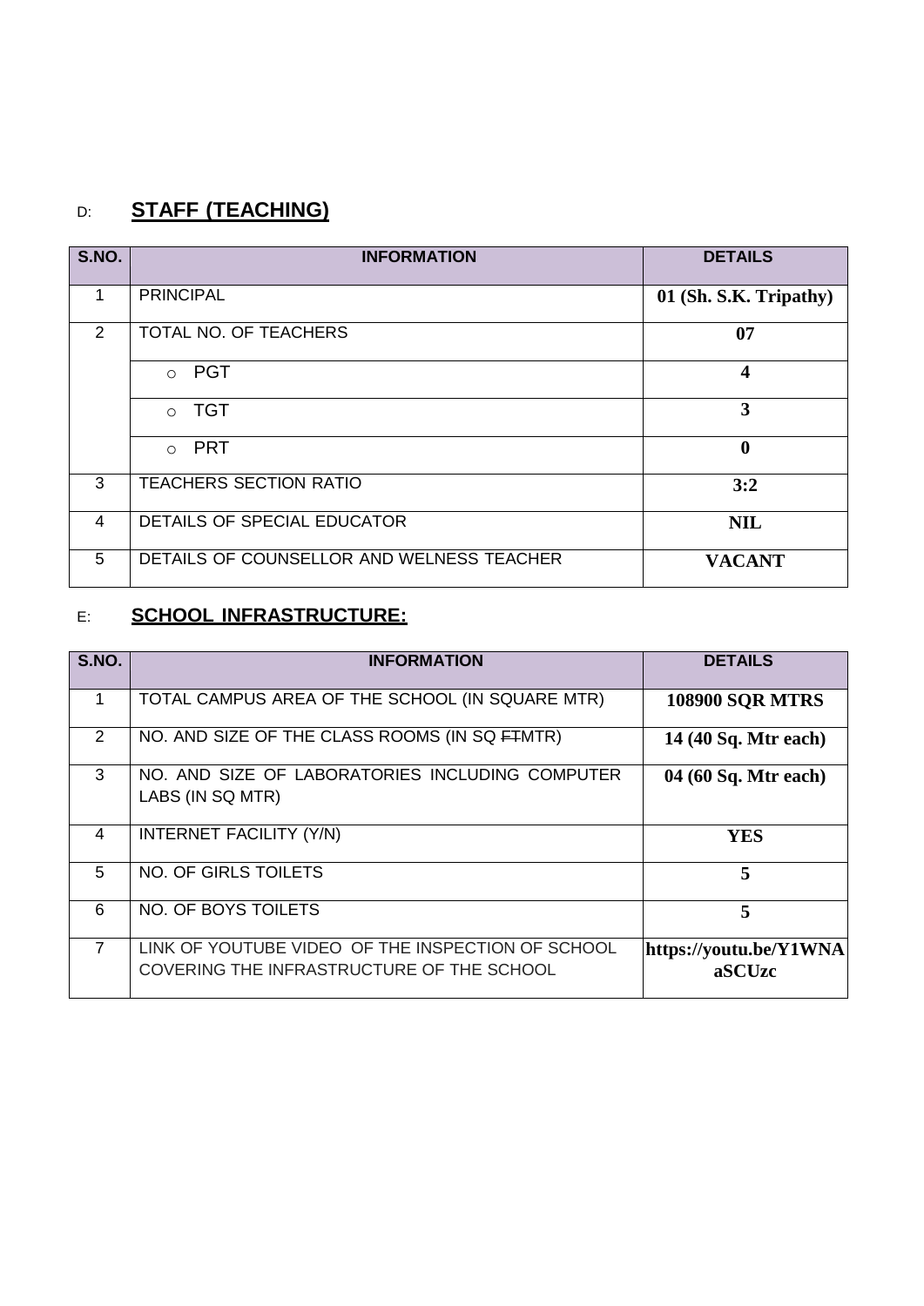D: **STAFF (TEACHING)**

| S.NO. | INFORMATION | DETAILS |
|---|---|---|
| 1 | PRINCIPAL | **01 (Sh. S.K. Tripathy)** |
| 2 | TOTAL NO. OF TEACHERS | **07** |
| | ○ PGT | **4** |
| | ○ TGT | **3** |
| | ○ PRT | **0** |
| 3 | TEACHERS SECTION RATIO | **3:2** |
| 4 | DETAILS OF SPECIAL EDUCATOR | **NIL** |
| 5 | DETAILS OF COUNSELLOR AND WELNESS TEACHER | **VACANT** |

E: **SCHOOL INFRASTRUCTURE:**

| S.NO. | INFORMATION | DETAILS |
|---|---|---|
| 1 | TOTAL CAMPUS AREA OF THE SCHOOL (IN SQUARE MTR) | **108900 SQR MTRS** |
| 2 | NO. AND SIZE OF THE CLASS ROOMS (IN SQ ~~FT~~MTR) | **14 (40 Sq. Mtr each)** |
| 3 | NO. AND SIZE OF LABORATORIES INCLUDING COMPUTER LABS (IN SQ MTR) | **04 (60 Sq. Mtr each)** |
| 4 | INTERNET FACILITY (Y/N) | **YES** |
| 5 | NO. OF GIRLS TOILETS | **5** |
| 6 | NO. OF BOYS TOILETS | **5** |
| 7 | LINK OF YOUTUBE VIDEO OF THE INSPECTION OF SCHOOL COVERING THE INFRASTRUCTURE OF THE SCHOOL | **https://youtu.be/Y1WNAaSCUzc** |